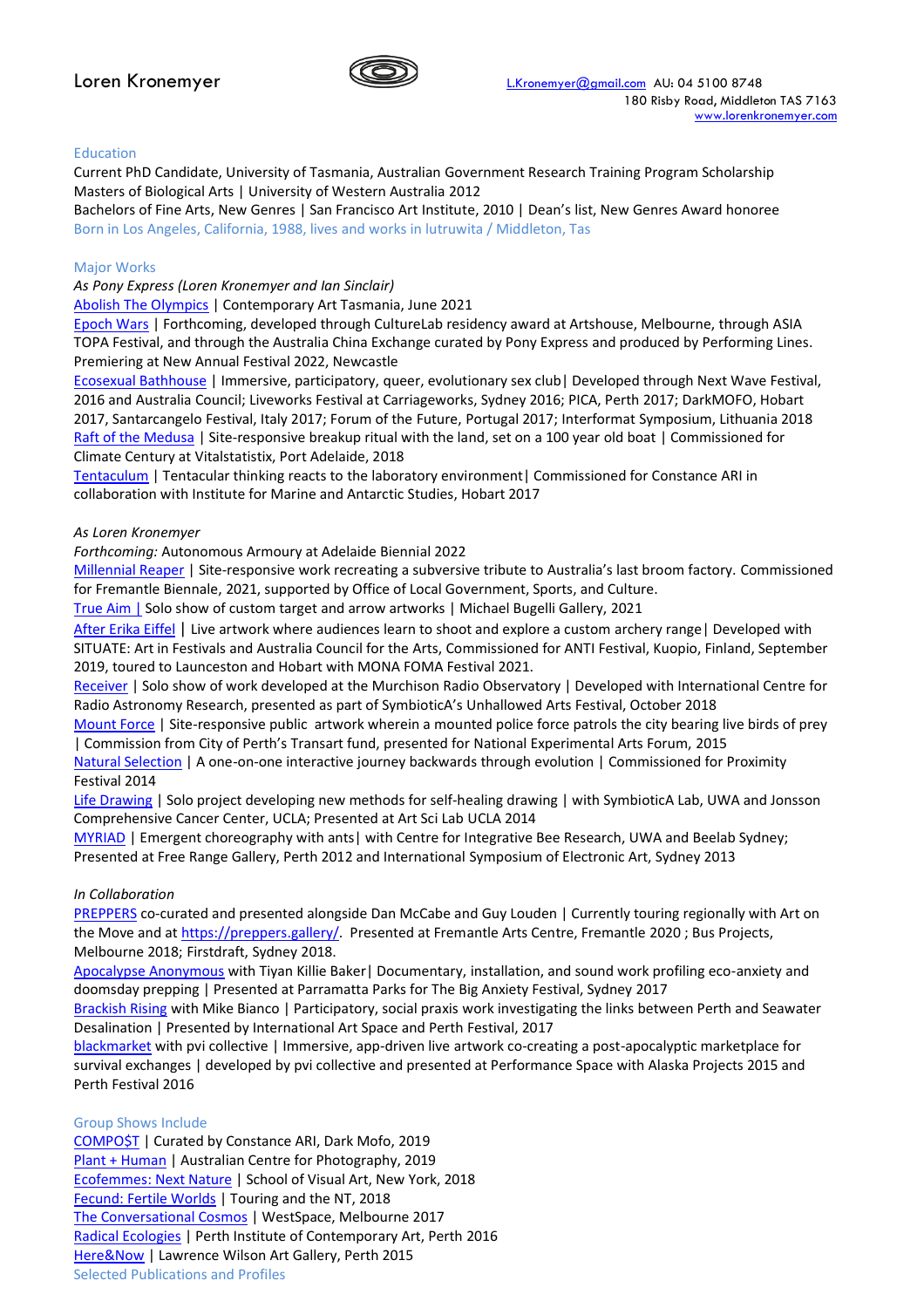Loren Kronemyer

L.Kronemyer@gmail.com AU: 04 5100 8748
180 Risby Road, Middleton TAS 7163
www.lorenkronemyer.com

## Education

Current PhD Candidate, University of Tasmania, Australian Government Research Training Program Scholarship
Masters of Biological Arts | University of Western Australia 2012
Bachelors of Fine Arts, New Genres | San Francisco Art Institute, 2010 | Dean's list, New Genres Award honoree
Born in Los Angeles, California, 1988, lives and works in lutruwita / Middleton, Tas

## Major Works

*As Pony Express (Loren Kronemyer and Ian Sinclair)*

Abolish The Olympics | Contemporary Art Tasmania, June 2021
Epoch Wars | Forthcoming, developed through CultureLab residency award at Artshouse, Melbourne, through ASIA TOPA Festival, and through the Australia China Exchange curated by Pony Express and produced by Performing Lines. Premiering at New Annual Festival 2022, Newcastle
Ecosexual Bathhouse | Immersive, participatory, queer, evolutionary sex club| Developed through Next Wave Festival, 2016 and Australia Council; Liveworks Festival at Carriageworks, Sydney 2016; PICA, Perth 2017; DarkMOFO, Hobart 2017, Santarcangelo Festival, Italy 2017; Forum of the Future, Portugal 2017; Interformat Symposium, Lithuania 2018
Raft of the Medusa | Site-responsive breakup ritual with the land, set on a 100 year old boat | Commissioned for Climate Century at Vitalstatistix, Port Adelaide, 2018
Tentaculum | Tentacular thinking reacts to the laboratory environment| Commissioned for Constance ARI in collaboration with Institute for Marine and Antarctic Studies, Hobart 2017

*As Loren Kronemyer*

*Forthcoming:* Autonomous Armoury at Adelaide Biennial 2022
Millennial Reaper | Site-responsive work recreating a subversive tribute to Australia's last broom factory. Commissioned for Fremantle Biennale, 2021, supported by Office of Local Government, Sports, and Culture.
True Aim | Solo show of custom target and arrow artworks | Michael Bugelli Gallery, 2021
After Erika Eiffel | Live artwork where audiences learn to shoot and explore a custom archery range| Developed with SITUATE: Art in Festivals and Australia Council for the Arts, Commissioned for ANTI Festival, Kuopio, Finland, September 2019, toured to Launceston and Hobart with MONA FOMA Festival 2021.
Receiver | Solo show of work developed at the Murchison Radio Observatory | Developed with International Centre for Radio Astronomy Research, presented as part of SymbioticA's Unhallowed Arts Festival, October 2018
Mount Force | Site-responsive public artwork wherein a mounted police force patrols the city bearing live birds of prey | Commission from City of Perth's Transart fund, presented for National Experimental Arts Forum, 2015
Natural Selection | A one-on-one interactive journey backwards through evolution | Commissioned for Proximity Festival 2014
Life Drawing | Solo project developing new methods for self-healing drawing | with SymbioticA Lab, UWA and Jonsson Comprehensive Cancer Center, UCLA; Presented at Art Sci Lab UCLA 2014
MYRIAD | Emergent choreography with ants| with Centre for Integrative Bee Research, UWA and Beelab Sydney; Presented at Free Range Gallery, Perth 2012 and International Symposium of Electronic Art, Sydney 2013

*In Collaboration*

PREPPERS co-curated and presented alongside Dan McCabe and Guy Louden | Currently touring regionally with Art on the Move and at https://preppers.gallery/. Presented at Fremantle Arts Centre, Fremantle 2020 ; Bus Projects, Melbourne 2018; Firstdraft, Sydney 2018.
Apocalypse Anonymous with Tiyan Killie Baker| Documentary, installation, and sound work profiling eco-anxiety and doomsday prepping | Presented at Parramatta Parks for The Big Anxiety Festival, Sydney 2017
Brackish Rising with Mike Bianco | Participatory, social praxis work investigating the links between Perth and Seawater Desalination | Presented by International Art Space and Perth Festival, 2017
blackmarket with pvi collective | Immersive, app-driven live artwork co-creating a post-apocalyptic marketplace for survival exchanges | developed by pvi collective and presented at Performance Space with Alaska Projects 2015 and Perth Festival 2016

## Group Shows Include

COMPO$T | Curated by Constance ARI, Dark Mofo, 2019
Plant + Human | Australian Centre for Photography, 2019
Ecofemmes: Next Nature | School of Visual Art, New York, 2018
Fecund: Fertile Worlds | Touring and the NT, 2018
The Conversational Cosmos | WestSpace, Melbourne 2017
Radical Ecologies | Perth Institute of Contemporary Art, Perth 2016
Here&Now | Lawrence Wilson Art Gallery, Perth 2015

## Selected Publications and Profiles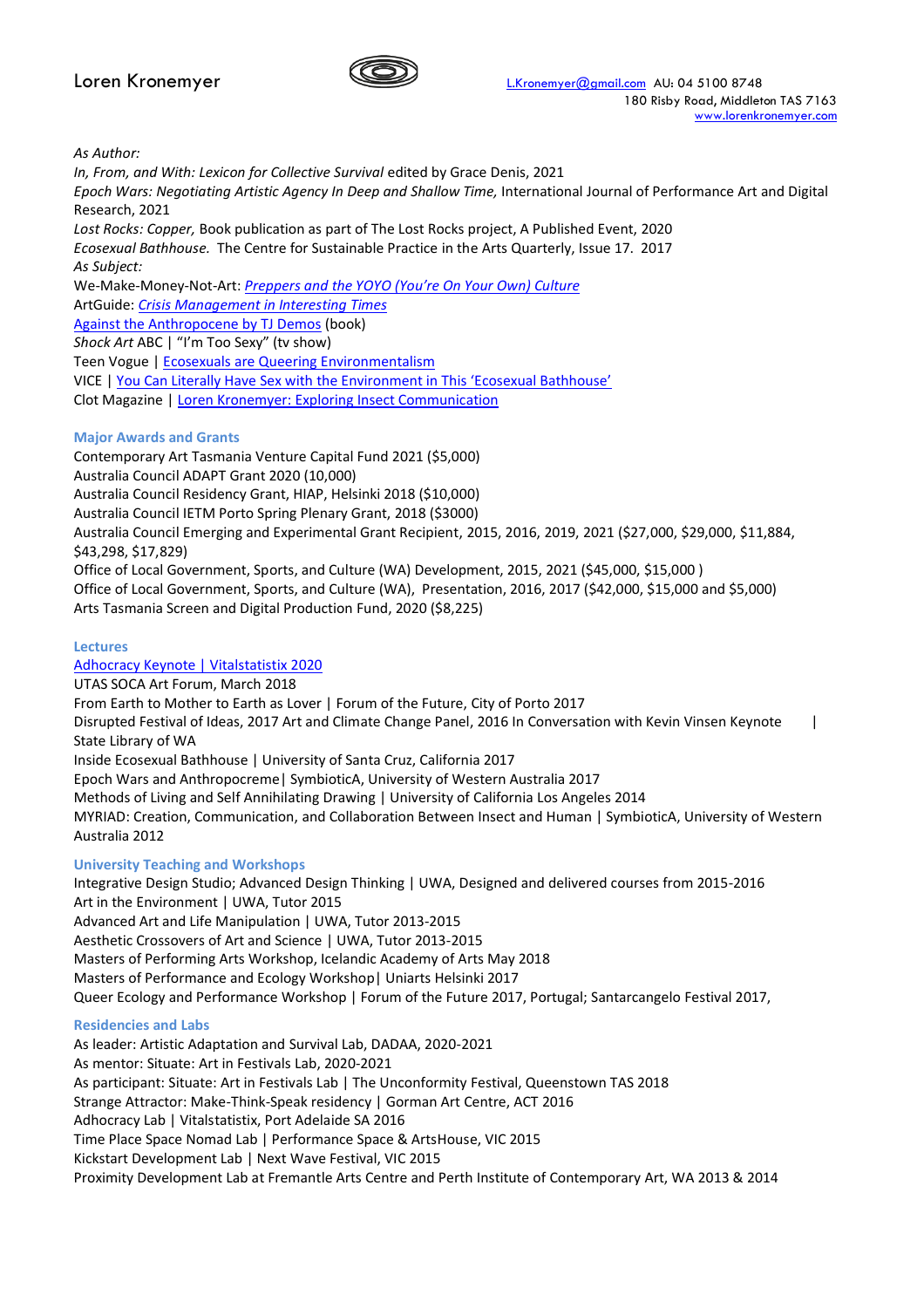*As Author:*
*In, From, and With: Lexicon for Collective Survival* edited by Grace Denis, 2021
*Epoch Wars: Negotiating Artistic Agency In Deep and Shallow Time,* International Journal of Performance Art and Digital Research, 2021
*Lost Rocks: Copper,* Book publication as part of The Lost Rocks project, A Published Event, 2020
*Ecosexual Bathhouse.* The Centre for Sustainable Practice in the Arts Quarterly, Issue 17. 2017
*As Subject:*
We-Make-Money-Not-Art: *Preppers and the YOYO (You're On Your Own) Culture*
ArtGuide: *Crisis Management in Interesting Times*
Against the Anthropocene by TJ Demos (book)
*Shock Art* ABC | "I'm Too Sexy" (tv show)
Teen Vogue | Ecosexuals are Queering Environmentalism
VICE | You Can Literally Have Sex with the Environment in This 'Ecosexual Bathhouse'
Clot Magazine | Loren Kronemyer: Exploring Insect Communication

## Major Awards and Grants

Contemporary Art Tasmania Venture Capital Fund 2021 ($5,000)
Australia Council ADAPT Grant 2020 (10,000)
Australia Council Residency Grant, HIAP, Helsinki 2018 ($10,000)
Australia Council IETM Porto Spring Plenary Grant, 2018 ($3000)
Australia Council Emerging and Experimental Grant Recipient, 2015, 2016, 2019, 2021 ($27,000, $29,000, $11,884, $43,298, $17,829)
Office of Local Government, Sports, and Culture (WA) Development, 2015, 2021 ($45,000, $15,000 )
Office of Local Government, Sports, and Culture (WA), Presentation, 2016, 2017 ($42,000, $15,000 and $5,000)
Arts Tasmania Screen and Digital Production Fund, 2020 ($8,225)

## Lectures

Adhocracy Keynote | Vitalstatistix 2020
UTAS SOCA Art Forum, March 2018
From Earth to Mother to Earth as Lover | Forum of the Future, City of Porto 2017
Disrupted Festival of Ideas, 2017 Art and Climate Change Panel, 2016 In Conversation with Kevin Vinsen Keynote | State Library of WA
Inside Ecosexual Bathhouse | University of Santa Cruz, California 2017
Epoch Wars and Anthropocreme| SymbioticA, University of Western Australia 2017
Methods of Living and Self Annihilating Drawing | University of California Los Angeles 2014
MYRIAD: Creation, Communication, and Collaboration Between Insect and Human | SymbioticA, University of Western Australia 2012

## University Teaching and Workshops

Integrative Design Studio; Advanced Design Thinking | UWA, Designed and delivered courses from 2015-2016
Art in the Environment | UWA, Tutor 2015
Advanced Art and Life Manipulation | UWA, Tutor 2013-2015
Aesthetic Crossovers of Art and Science | UWA, Tutor 2013-2015
Masters of Performing Arts Workshop, Icelandic Academy of Arts May 2018
Masters of Performance and Ecology Workshop| Uniarts Helsinki 2017
Queer Ecology and Performance Workshop | Forum of the Future 2017, Portugal; Santarcangelo Festival 2017,

## Residencies and Labs

As leader: Artistic Adaptation and Survival Lab, DADAA, 2020-2021
As mentor: Situate: Art in Festivals Lab, 2020-2021
As participant: Situate: Art in Festivals Lab | The Unconformity Festival, Queenstown TAS 2018
Strange Attractor: Make-Think-Speak residency | Gorman Art Centre, ACT 2016
Adhocracy Lab | Vitalstatistix, Port Adelaide SA 2016
Time Place Space Nomad Lab | Performance Space & ArtsHouse, VIC 2015
Kickstart Development Lab | Next Wave Festival, VIC 2015
Proximity Development Lab at Fremantle Arts Centre and Perth Institute of Contemporary Art, WA 2013 & 2014